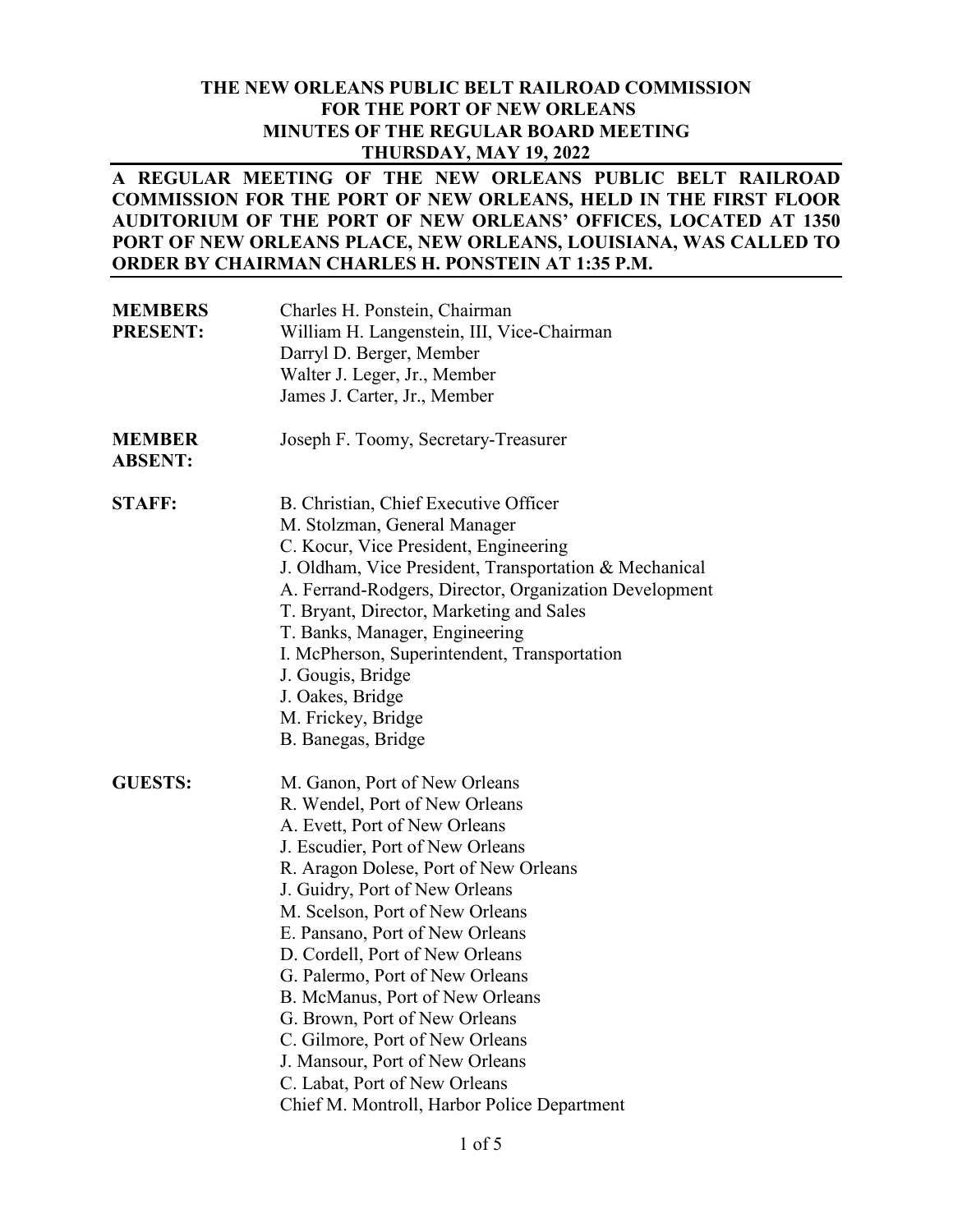# THE NEW ORLEANS PUBLIC BELT RAILROAD COMMISSION FOR THE PORT OF NEW ORLEANS MINUTES OF THE REGULAR BOARD MEETING THURSDAY, MAY 19, 2022

**A REGULAR MEETING OF THE NEW ORLEANS PUBLIC BELT RAILROAD COMMISSION FOR THE PORT OF NEW ORLEANS, HELD IN THE FIRST FLOOR AUDITORIUM OF THE PORT OF NEW ORLEANS' OFFICES, LOCATED AT 1350 PORT OF NEW ORLEANS PLACE, NEW ORLEANS, LOUISIANA, WAS CALLED TO ORDER BY CHAIRMAN CHARLES H. PONSTEIN AT 1:35 P.M.**

**MEMBERS PRESENT:**
Charles H. Ponstein, Chairman
William H. Langenstein, III, Vice-Chairman
Darryl D. Berger, Member
Walter J. Leger, Jr., Member
James J. Carter, Jr., Member

**MEMBER ABSENT:**
Joseph F. Toomy, Secretary-Treasurer

**STAFF:**
B. Christian, Chief Executive Officer
M. Stolzman, General Manager
C. Kocur, Vice President, Engineering
J. Oldham, Vice President, Transportation & Mechanical
A. Ferrand-Rodgers, Director, Organization Development
T. Bryant, Director, Marketing and Sales
T. Banks, Manager, Engineering
I. McPherson, Superintendent, Transportation
J. Gougis, Bridge
J. Oakes, Bridge
M. Frickey, Bridge
B. Banegas, Bridge

**GUESTS:**
M. Ganon, Port of New Orleans
R. Wendel, Port of New Orleans
A. Evett, Port of New Orleans
J. Escudier, Port of New Orleans
R. Aragon Dolese, Port of New Orleans
J. Guidry, Port of New Orleans
M. Scelson, Port of New Orleans
E. Pansano, Port of New Orleans
D. Cordell, Port of New Orleans
G. Palermo, Port of New Orleans
B. McManus, Port of New Orleans
G. Brown, Port of New Orleans
C. Gilmore, Port of New Orleans
J. Mansour, Port of New Orleans
C. Labat, Port of New Orleans
Chief M. Montroll, Harbor Police Department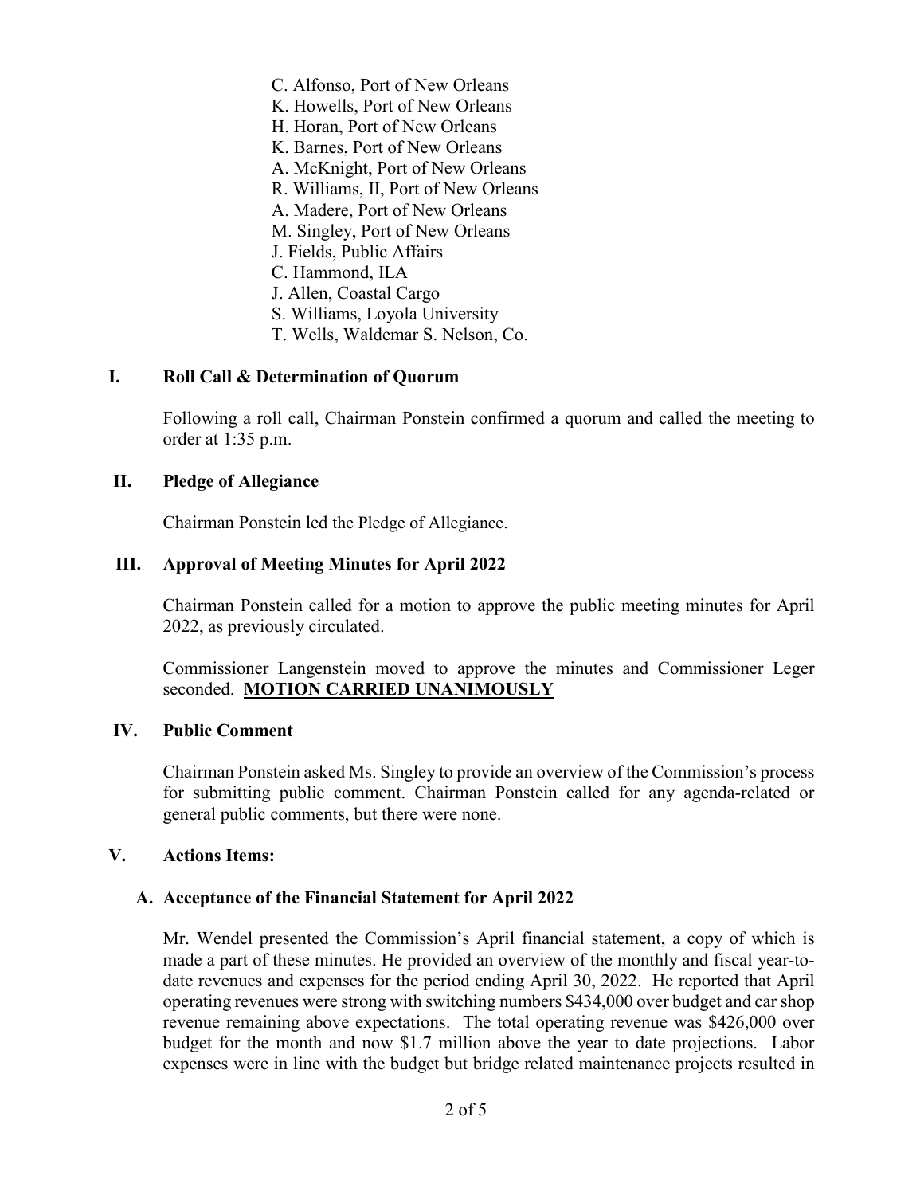C. Alfonso, Port of New Orleans
K. Howells, Port of New Orleans
H. Horan, Port of New Orleans
K. Barnes, Port of New Orleans
A. McKnight, Port of New Orleans
R. Williams, II, Port of New Orleans
A. Madere, Port of New Orleans
M. Singley, Port of New Orleans
J. Fields, Public Affairs
C. Hammond, ILA
J. Allen, Coastal Cargo
S. Williams, Loyola University
T. Wells, Waldemar S. Nelson, Co.

## I. Roll Call & Determination of Quorum

Following a roll call, Chairman Ponstein confirmed a quorum and called the meeting to order at 1:35 p.m.

## II. Pledge of Allegiance

Chairman Ponstein led the Pledge of Allegiance.

## III. Approval of Meeting Minutes for April 2022

Chairman Ponstein called for a motion to approve the public meeting minutes for April 2022, as previously circulated.

Commissioner Langenstein moved to approve the minutes and Commissioner Leger seconded. **MOTION CARRIED UNANIMOUSLY**

## IV. Public Comment

Chairman Ponstein asked Ms. Singley to provide an overview of the Commission's process for submitting public comment. Chairman Ponstein called for any agenda-related or general public comments, but there were none.

## V. Actions Items:

### A. Acceptance of the Financial Statement for April 2022

Mr. Wendel presented the Commission's April financial statement, a copy of which is made a part of these minutes. He provided an overview of the monthly and fiscal year-to-date revenues and expenses for the period ending April 30, 2022. He reported that April operating revenues were strong with switching numbers $434,000 over budget and car shop revenue remaining above expectations. The total operating revenue was $426,000 over budget for the month and now $1.7 million above the year to date projections. Labor expenses were in line with the budget but bridge related maintenance projects resulted in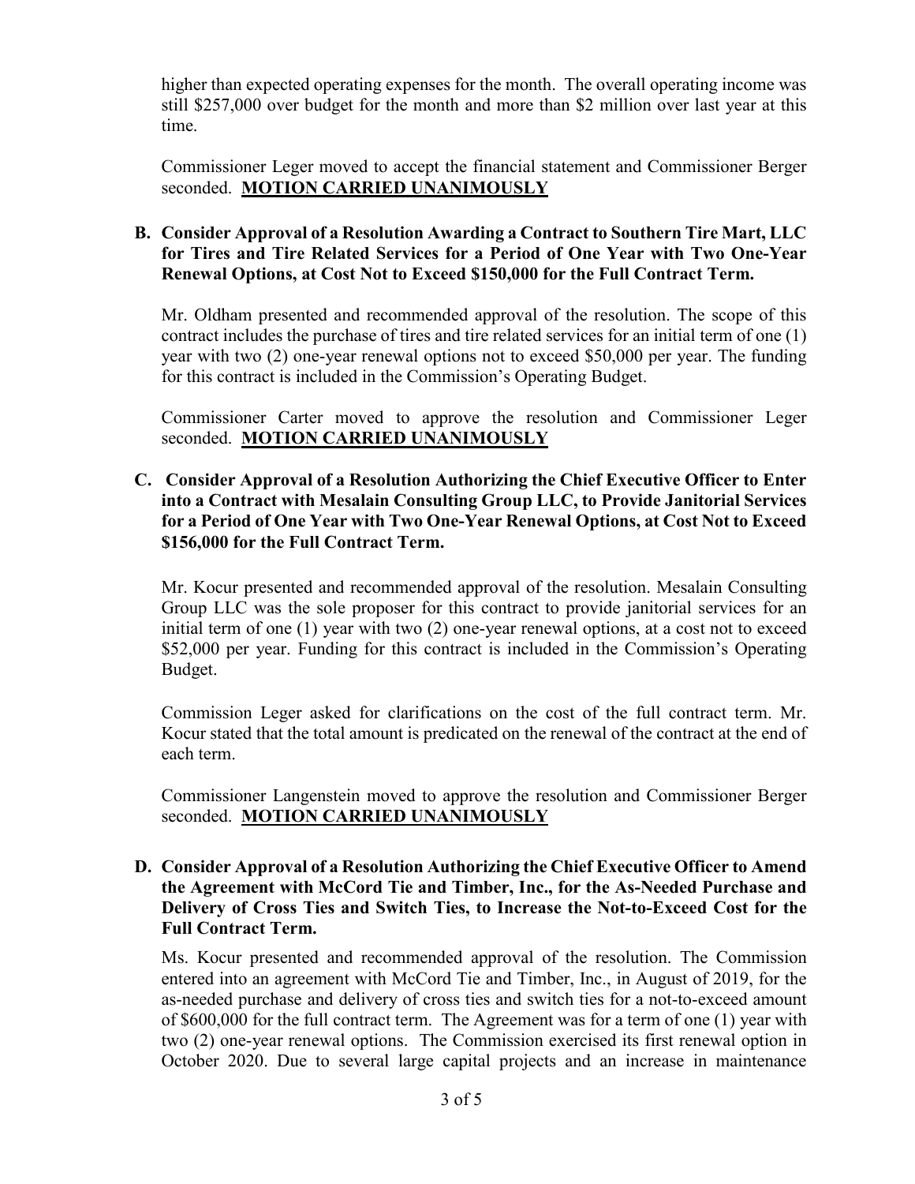higher than expected operating expenses for the month. The overall operating income was still $257,000 over budget for the month and more than $2 million over last year at this time.

Commissioner Leger moved to accept the financial statement and Commissioner Berger seconded. **MOTION CARRIED UNANIMOUSLY**

**B. Consider Approval of a Resolution Awarding a Contract to Southern Tire Mart, LLC for Tires and Tire Related Services for a Period of One Year with Two One-Year Renewal Options, at Cost Not to Exceed $150,000 for the Full Contract Term.**

Mr. Oldham presented and recommended approval of the resolution. The scope of this contract includes the purchase of tires and tire related services for an initial term of one (1) year with two (2) one-year renewal options not to exceed $50,000 per year. The funding for this contract is included in the Commission's Operating Budget.

Commissioner Carter moved to approve the resolution and Commissioner Leger seconded. **MOTION CARRIED UNANIMOUSLY**

**C. Consider Approval of a Resolution Authorizing the Chief Executive Officer to Enter into a Contract with Mesalain Consulting Group LLC, to Provide Janitorial Services for a Period of One Year with Two One-Year Renewal Options, at Cost Not to Exceed $156,000 for the Full Contract Term.**

Mr. Kocur presented and recommended approval of the resolution. Mesalain Consulting Group LLC was the sole proposer for this contract to provide janitorial services for an initial term of one (1) year with two (2) one-year renewal options, at a cost not to exceed $52,000 per year. Funding for this contract is included in the Commission's Operating Budget.

Commission Leger asked for clarifications on the cost of the full contract term. Mr. Kocur stated that the total amount is predicated on the renewal of the contract at the end of each term.

Commissioner Langenstein moved to approve the resolution and Commissioner Berger seconded. **MOTION CARRIED UNANIMOUSLY**

**D. Consider Approval of a Resolution Authorizing the Chief Executive Officer to Amend the Agreement with McCord Tie and Timber, Inc., for the As-Needed Purchase and Delivery of Cross Ties and Switch Ties, to Increase the Not-to-Exceed Cost for the Full Contract Term.**

Ms. Kocur presented and recommended approval of the resolution. The Commission entered into an agreement with McCord Tie and Timber, Inc., in August of 2019, for the as-needed purchase and delivery of cross ties and switch ties for a not-to-exceed amount of $600,000 for the full contract term. The Agreement was for a term of one (1) year with two (2) one-year renewal options. The Commission exercised its first renewal option in October 2020. Due to several large capital projects and an increase in maintenance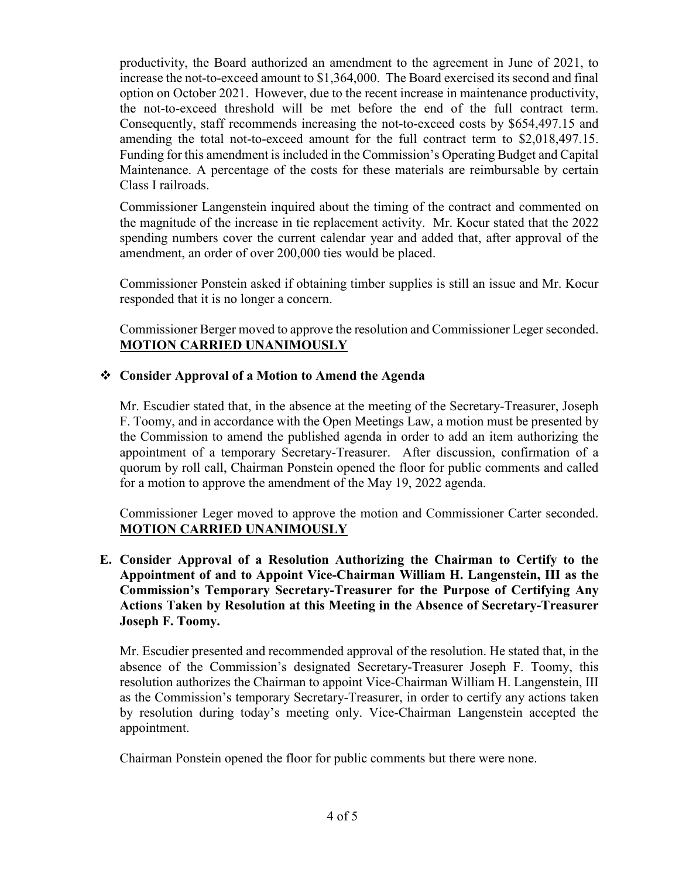productivity, the Board authorized an amendment to the agreement in June of 2021, to increase the not-to-exceed amount to $1,364,000. The Board exercised its second and final option on October 2021. However, due to the recent increase in maintenance productivity, the not-to-exceed threshold will be met before the end of the full contract term. Consequently, staff recommends increasing the not-to-exceed costs by $654,497.15 and amending the total not-to-exceed amount for the full contract term to $2,018,497.15. Funding for this amendment is included in the Commission's Operating Budget and Capital Maintenance. A percentage of the costs for these materials are reimbursable by certain Class I railroads.

Commissioner Langenstein inquired about the timing of the contract and commented on the magnitude of the increase in tie replacement activity. Mr. Kocur stated that the 2022 spending numbers cover the current calendar year and added that, after approval of the amendment, an order of over 200,000 ties would be placed.

Commissioner Ponstein asked if obtaining timber supplies is still an issue and Mr. Kocur responded that it is no longer a concern.

Commissioner Berger moved to approve the resolution and Commissioner Leger seconded.
**MOTION CARRIED UNANIMOUSLY**

- **Consider Approval of a Motion to Amend the Agenda**

Mr. Escudier stated that, in the absence at the meeting of the Secretary-Treasurer, Joseph F. Toomy, and in accordance with the Open Meetings Law, a motion must be presented by the Commission to amend the published agenda in order to add an item authorizing the appointment of a temporary Secretary-Treasurer. After discussion, confirmation of a quorum by roll call, Chairman Ponstein opened the floor for public comments and called for a motion to approve the amendment of the May 19, 2022 agenda.

Commissioner Leger moved to approve the motion and Commissioner Carter seconded.
**MOTION CARRIED UNANIMOUSLY**

**E. Consider Approval of a Resolution Authorizing the Chairman to Certify to the Appointment of and to Appoint Vice-Chairman William H. Langenstein, III as the Commission's Temporary Secretary-Treasurer for the Purpose of Certifying Any Actions Taken by Resolution at this Meeting in the Absence of Secretary-Treasurer Joseph F. Toomy.**

Mr. Escudier presented and recommended approval of the resolution. He stated that, in the absence of the Commission's designated Secretary-Treasurer Joseph F. Toomy, this resolution authorizes the Chairman to appoint Vice-Chairman William H. Langenstein, III as the Commission's temporary Secretary-Treasurer, in order to certify any actions taken by resolution during today's meeting only. Vice-Chairman Langenstein accepted the appointment.

Chairman Ponstein opened the floor for public comments but there were none.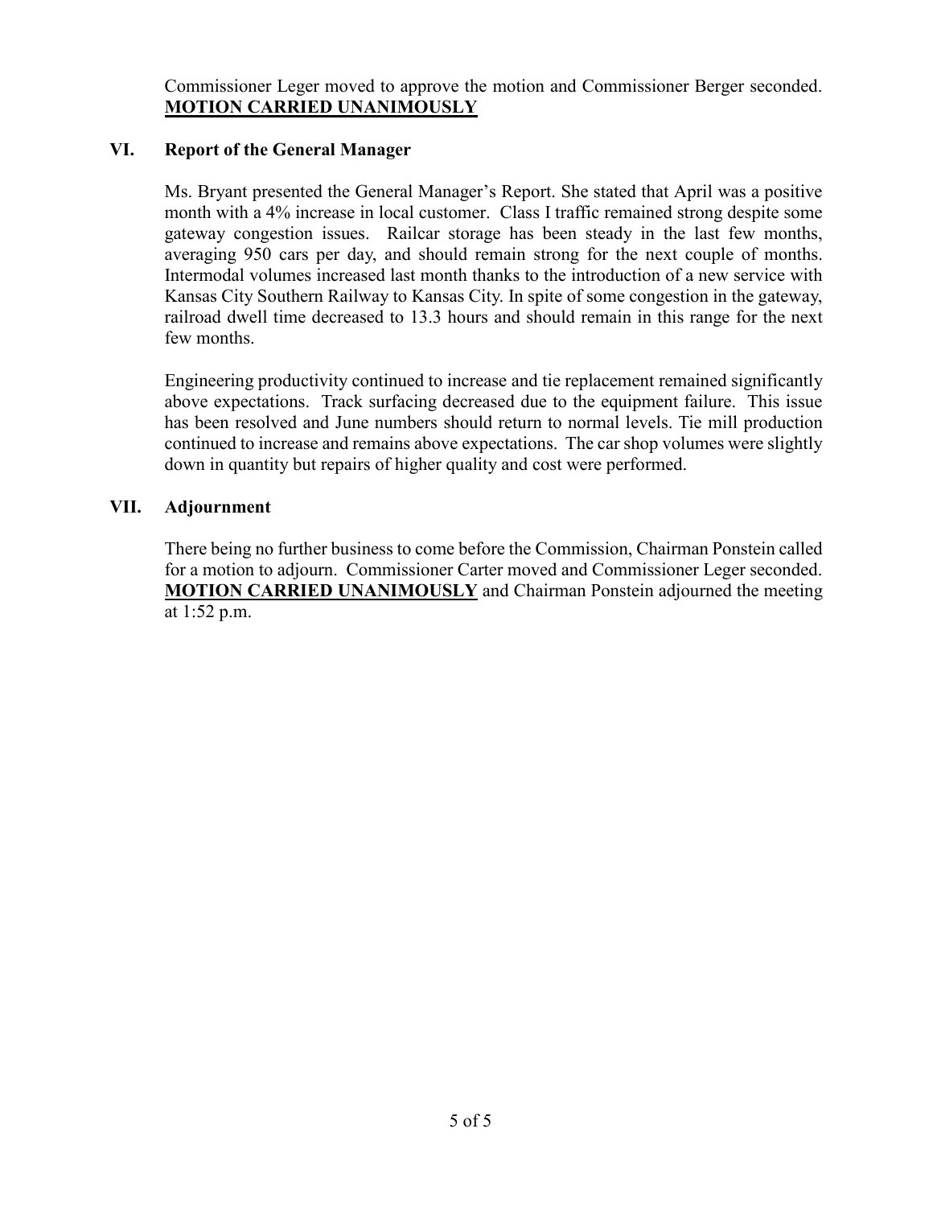Commissioner Leger moved to approve the motion and Commissioner Berger seconded. **MOTION CARRIED UNANIMOUSLY**

## VI. Report of the General Manager

Ms. Bryant presented the General Manager's Report. She stated that April was a positive month with a 4% increase in local customer. Class I traffic remained strong despite some gateway congestion issues. Railcar storage has been steady in the last few months, averaging 950 cars per day, and should remain strong for the next couple of months. Intermodal volumes increased last month thanks to the introduction of a new service with Kansas City Southern Railway to Kansas City. In spite of some congestion in the gateway, railroad dwell time decreased to 13.3 hours and should remain in this range for the next few months.

Engineering productivity continued to increase and tie replacement remained significantly above expectations. Track surfacing decreased due to the equipment failure. This issue has been resolved and June numbers should return to normal levels. Tie mill production continued to increase and remains above expectations. The car shop volumes were slightly down in quantity but repairs of higher quality and cost were performed.

## VII. Adjournment

There being no further business to come before the Commission, Chairman Ponstein called for a motion to adjourn. Commissioner Carter moved and Commissioner Leger seconded. **MOTION CARRIED UNANIMOUSLY** and Chairman Ponstein adjourned the meeting at 1:52 p.m.